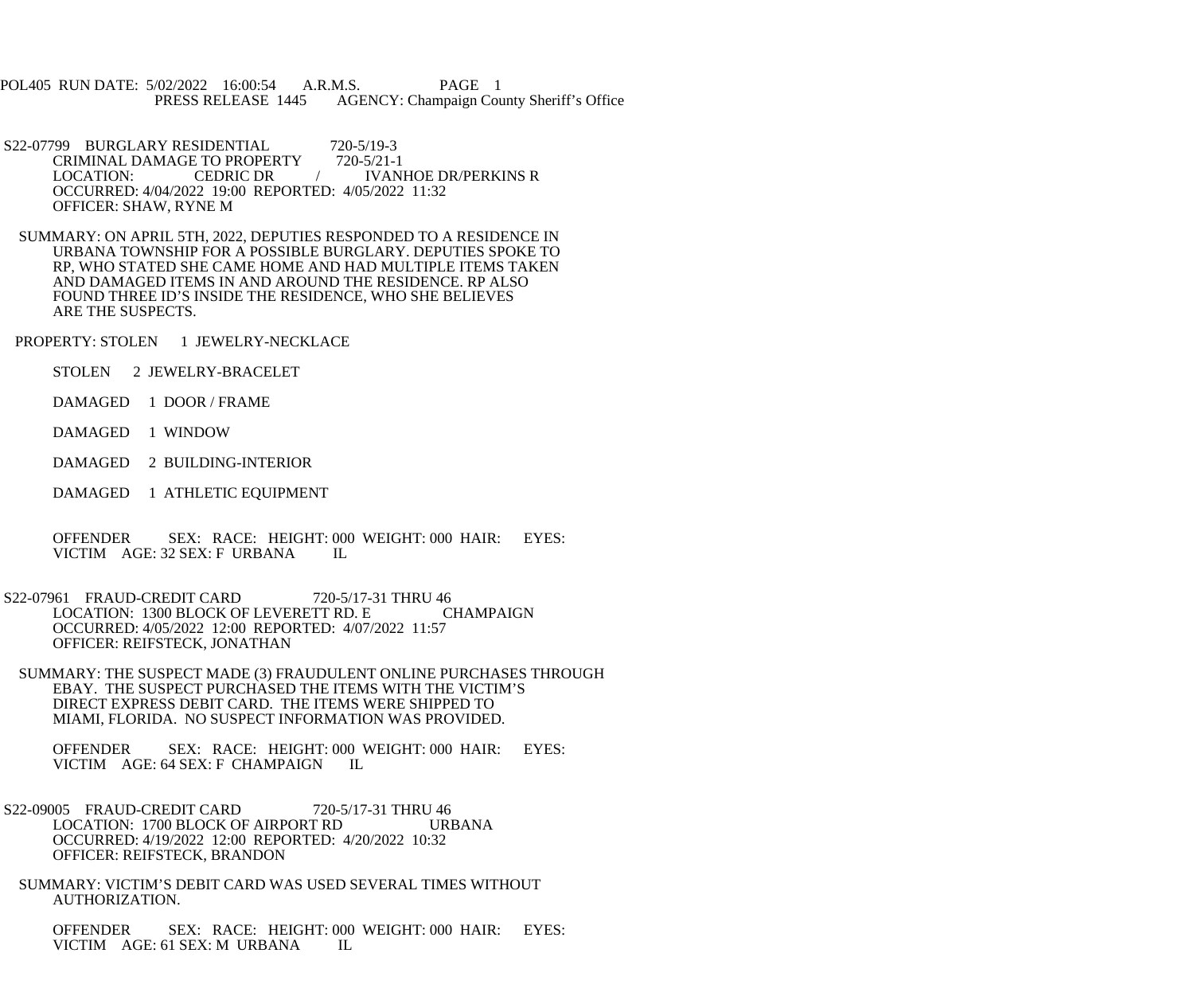POL405 RUN DATE: 5/02/2022 16:00:54 A.R.M.S. PAGE 1
PRESS RELEASE 1445 AGENCY: Champaign County Sheriff's Office

S22-07799 BURGLARY RESIDENTIAL 720-5/19-3
CRIMINAL DAMAGE TO PROPERTY 720-5/21-1
LOCATION: CEDRIC DR / IVANHOE DR/PERKINS R
OCCURRED: 4/04/2022 19:00 REPORTED: 4/05/2022 11:32
OFFICER: SHAW, RYNE M

SUMMARY: ON APRIL 5TH, 2022, DEPUTIES RESPONDED TO A RESIDENCE IN URBANA TOWNSHIP FOR A POSSIBLE BURGLARY. DEPUTIES SPOKE TO RP, WHO STATED SHE CAME HOME AND HAD MULTIPLE ITEMS TAKEN AND DAMAGED ITEMS IN AND AROUND THE RESIDENCE. RP ALSO FOUND THREE ID'S INSIDE THE RESIDENCE, WHO SHE BELIEVES ARE THE SUSPECTS.

PROPERTY: STOLEN 1 JEWELRY-NECKLACE

STOLEN 2 JEWELRY-BRACELET

DAMAGED 1 DOOR / FRAME

DAMAGED 1 WINDOW

DAMAGED 2 BUILDING-INTERIOR

DAMAGED 1 ATHLETIC EQUIPMENT

OFFENDER SEX: RACE: HEIGHT: 000 WEIGHT: 000 HAIR: EYES:
VICTIM AGE: 32 SEX: F URBANA IL

S22-07961 FRAUD-CREDIT CARD 720-5/17-31 THRU 46
LOCATION: 1300 BLOCK OF LEVERETT RD. E CHAMPAIGN
OCCURRED: 4/05/2022 12:00 REPORTED: 4/07/2022 11:57
OFFICER: REIFSTECK, JONATHAN

SUMMARY: THE SUSPECT MADE (3) FRAUDULENT ONLINE PURCHASES THROUGH EBAY. THE SUSPECT PURCHASED THE ITEMS WITH THE VICTIM'S DIRECT EXPRESS DEBIT CARD. THE ITEMS WERE SHIPPED TO MIAMI, FLORIDA. NO SUSPECT INFORMATION WAS PROVIDED.

OFFENDER SEX: RACE: HEIGHT: 000 WEIGHT: 000 HAIR: EYES:
VICTIM AGE: 64 SEX: F CHAMPAIGN IL

S22-09005 FRAUD-CREDIT CARD 720-5/17-31 THRU 46
LOCATION: 1700 BLOCK OF AIRPORT RD URBANA
OCCURRED: 4/19/2022 12:00 REPORTED: 4/20/2022 10:32
OFFICER: REIFSTECK, BRANDON

SUMMARY: VICTIM'S DEBIT CARD WAS USED SEVERAL TIMES WITHOUT AUTHORIZATION.

OFFENDER SEX: RACE: HEIGHT: 000 WEIGHT: 000 HAIR: EYES:
VICTIM AGE: 61 SEX: M URBANA IL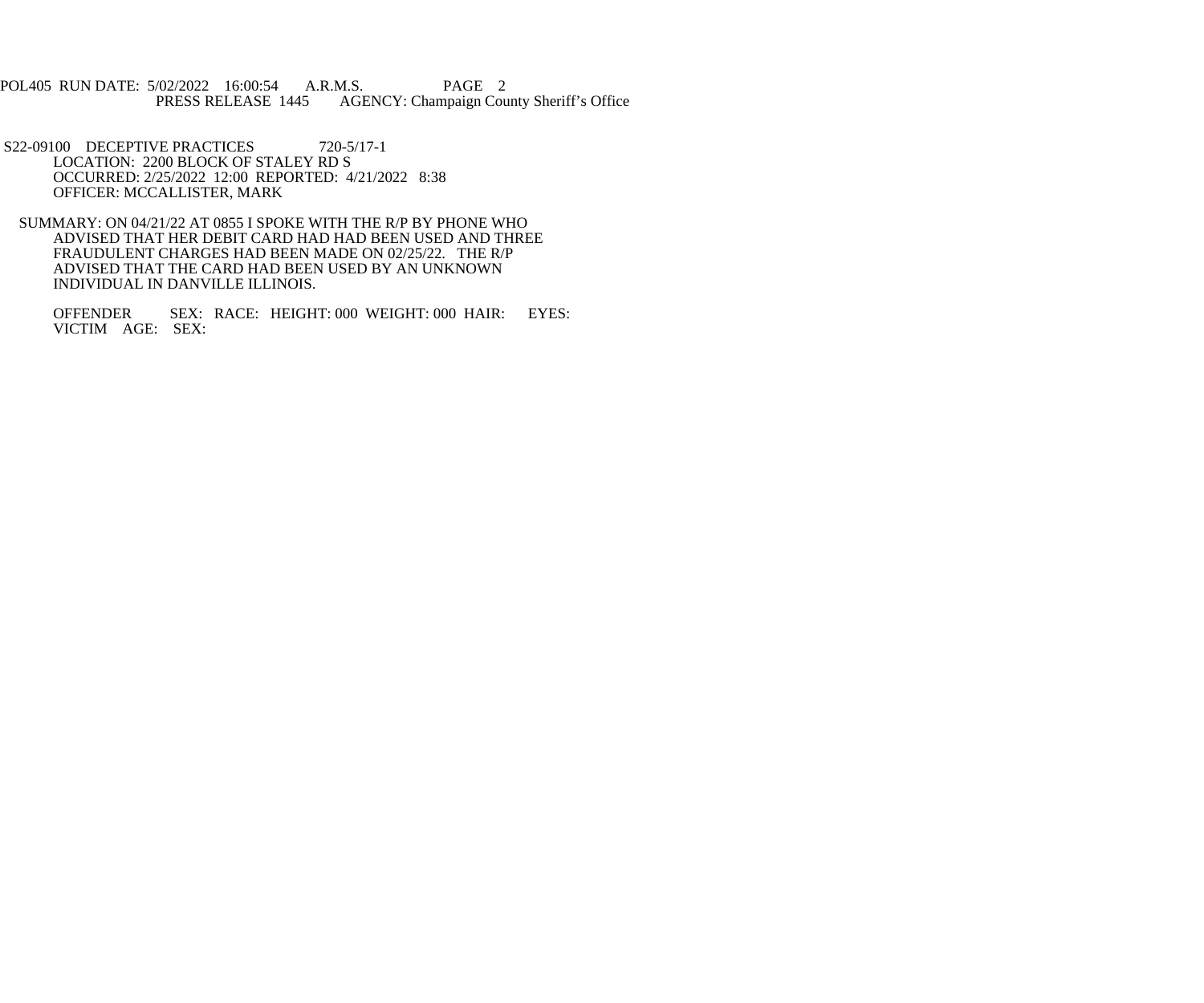POL405 RUN DATE: 5/02/2022 16:00:54 A.R.M.S. PAGE 2
PRESS RELEASE 1445 AGENCY: Champaign County Sheriff's Office

S22-09100 DECEPTIVE PRACTICES 720-5/17-1
LOCATION: 2200 BLOCK OF STALEY RD S
OCCURRED: 2/25/2022 12:00 REPORTED: 4/21/2022 8:38
OFFICER: MCCALLISTER, MARK

SUMMARY: ON 04/21/22 AT 0855 I SPOKE WITH THE R/P BY PHONE WHO ADVISED THAT HER DEBIT CARD HAD HAD BEEN USED AND THREE FRAUDULENT CHARGES HAD BEEN MADE ON 02/25/22. THE R/P ADVISED THAT THE CARD HAD BEEN USED BY AN UNKNOWN INDIVIDUAL IN DANVILLE ILLINOIS.

OFFENDER SEX: RACE: HEIGHT: 000 WEIGHT: 000 HAIR: EYES:
VICTIM AGE: SEX: